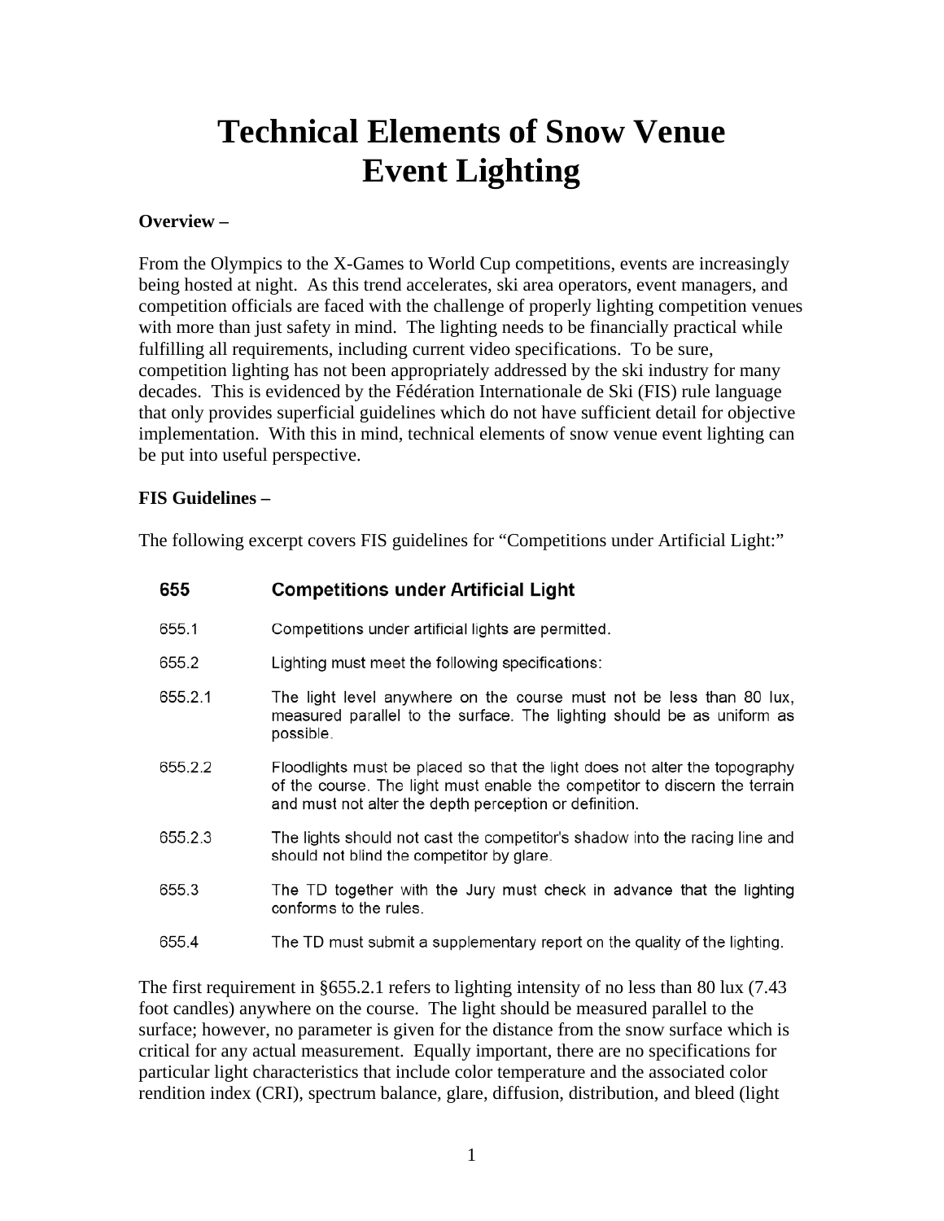# Technical Elements of Snow Venue Event Lighting

**Overview –**

From the Olympics to the X-Games to World Cup competitions, events are increasingly being hosted at night. As this trend accelerates, ski area operators, event managers, and competition officials are faced with the challenge of properly lighting competition venues with more than just safety in mind. The lighting needs to be financially practical while fulfilling all requirements, including current video specifications. To be sure, competition lighting has not been appropriately addressed by the ski industry for many decades. This is evidenced by the Fédération Internationale de Ski (FIS) rule language that only provides superficial guidelines which do not have sufficient detail for objective implementation. With this in mind, technical elements of snow venue event lighting can be put into useful perspective.

**FIS Guidelines –**

The following excerpt covers FIS guidelines for "Competitions under Artificial Light:"

**655 Competitions under Artificial Light**

655.1 Competitions under artificial lights are permitted.

655.2 Lighting must meet the following specifications:

655.2.1 The light level anywhere on the course must not be less than 80 lux, measured parallel to the surface. The lighting should be as uniform as possible.

655.2.2 Floodlights must be placed so that the light does not alter the topography of the course. The light must enable the competitor to discern the terrain and must not alter the depth perception or definition.

655.2.3 The lights should not cast the competitor's shadow into the racing line and should not blind the competitor by glare.

655.3 The TD together with the Jury must check in advance that the lighting conforms to the rules.

655.4 The TD must submit a supplementary report on the quality of the lighting.

The first requirement in §655.2.1 refers to lighting intensity of no less than 80 lux (7.43 foot candles) anywhere on the course. The light should be measured parallel to the surface; however, no parameter is given for the distance from the snow surface which is critical for any actual measurement. Equally important, there are no specifications for particular light characteristics that include color temperature and the associated color rendition index (CRI), spectrum balance, glare, diffusion, distribution, and bleed (light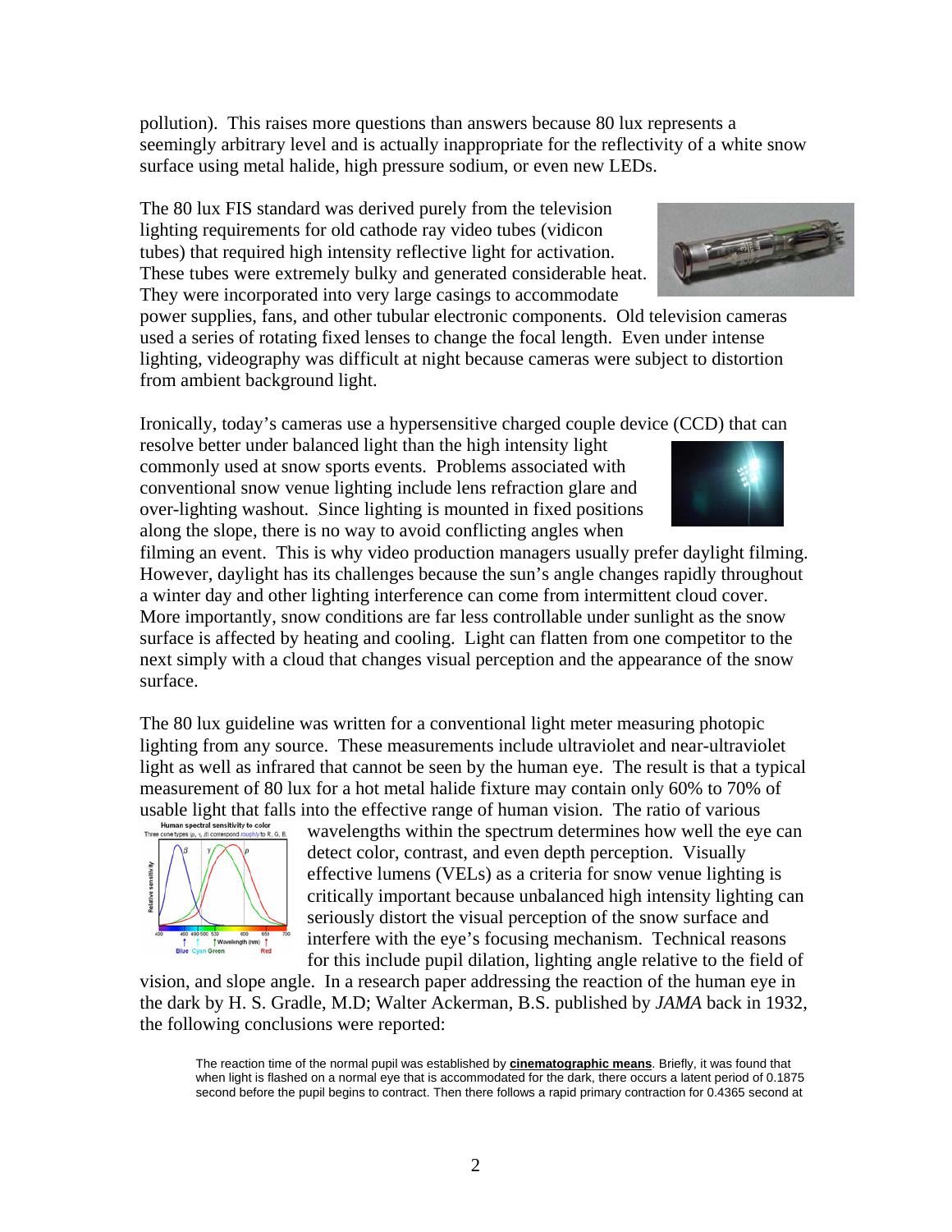pollution). This raises more questions than answers because 80 lux represents a seemingly arbitrary level and is actually inappropriate for the reflectivity of a white snow surface using metal halide, high pressure sodium, or even new LEDs.

The 80 lux FIS standard was derived purely from the television lighting requirements for old cathode ray video tubes (vidicon tubes) that required high intensity reflective light for activation. These tubes were extremely bulky and generated considerable heat. They were incorporated into very large casings to accommodate power supplies, fans, and other tubular electronic components. Old television cameras used a series of rotating fixed lenses to change the focal length. Even under intense lighting, videography was difficult at night because cameras were subject to distortion from ambient background light.

Ironically, today's cameras use a hypersensitive charged couple device (CCD) that can resolve better under balanced light than the high intensity light commonly used at snow sports events. Problems associated with conventional snow venue lighting include lens refraction glare and over-lighting washout. Since lighting is mounted in fixed positions along the slope, there is no way to avoid conflicting angles when filming an event. This is why video production managers usually prefer daylight filming. However, daylight has its challenges because the sun's angle changes rapidly throughout a winter day and other lighting interference can come from intermittent cloud cover. More importantly, snow conditions are far less controllable under sunlight as the snow surface is affected by heating and cooling. Light can flatten from one competitor to the next simply with a cloud that changes visual perception and the appearance of the snow surface.

The 80 lux guideline was written for a conventional light meter measuring photopic lighting from any source. These measurements include ultraviolet and near-ultraviolet light as well as infrared that cannot be seen by the human eye. The result is that a typical measurement of 80 lux for a hot metal halide fixture may contain only 60% to 70% of usable light that falls into the effective range of human vision. The ratio of various wavelengths within the spectrum determines how well the eye can detect color, contrast, and even depth perception. Visually effective lumens (VELs) as a criteria for snow venue lighting is critically important because unbalanced high intensity lighting can seriously distort the visual perception of the snow surface and interfere with the eye's focusing mechanism. Technical reasons for this include pupil dilation, lighting angle relative to the field of vision, and slope angle. In a research paper addressing the reaction of the human eye in the dark by H. S. Gradle, M.D; Walter Ackerman, B.S. published by *JAMA* back in 1932, the following conclusions were reported:

> The reaction time of the normal pupil was established by **cinematographic means**. Briefly, it was found that when light is flashed on a normal eye that is accommodated for the dark, there occurs a latent period of 0.1875 second before the pupil begins to contract. Then there follows a rapid primary contraction for 0.4365 second at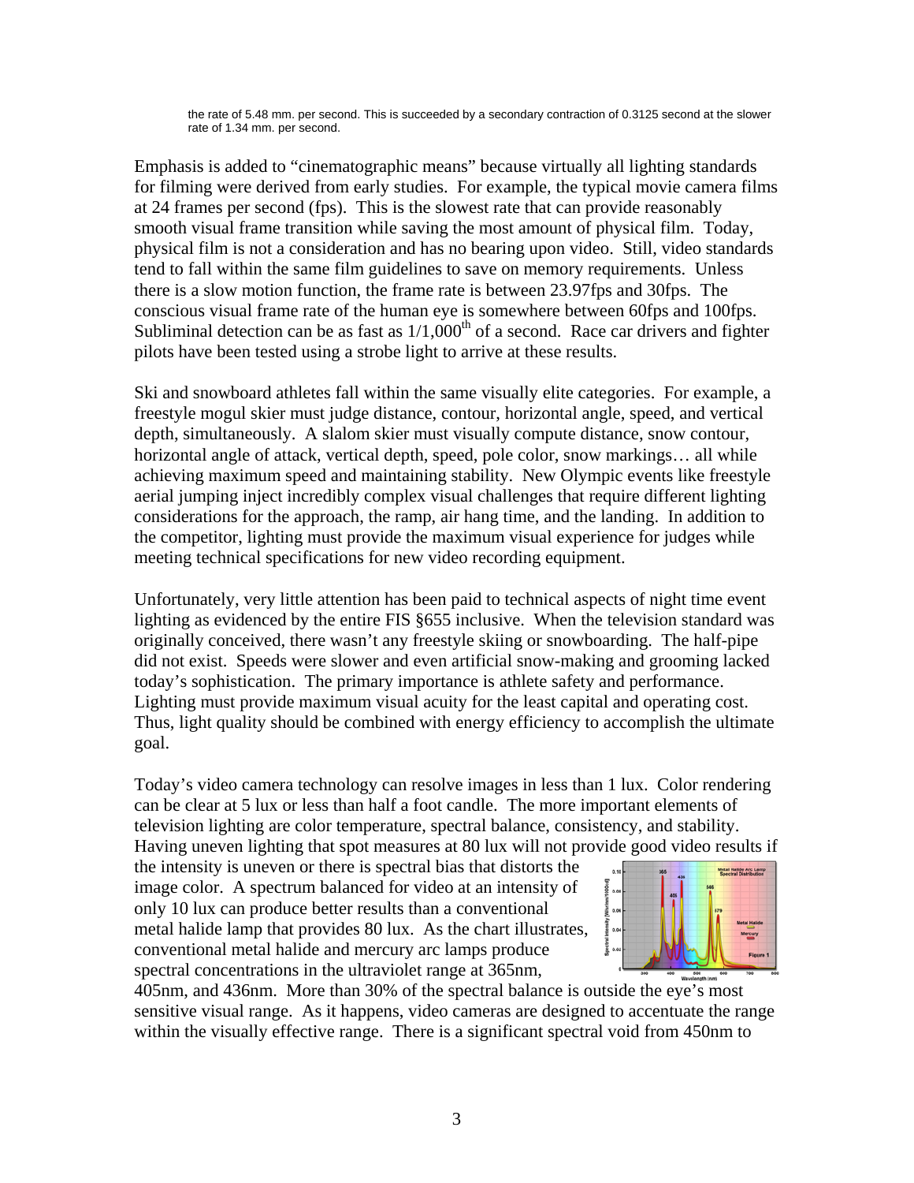the rate of 5.48 mm. per second. This is succeeded by a secondary contraction of 0.3125 second at the slower rate of 1.34 mm. per second.

Emphasis is added to "cinematographic means" because virtually all lighting standards for filming were derived from early studies. For example, the typical movie camera films at 24 frames per second (fps). This is the slowest rate that can provide reasonably smooth visual frame transition while saving the most amount of physical film. Today, physical film is not a consideration and has no bearing upon video. Still, video standards tend to fall within the same film guidelines to save on memory requirements. Unless there is a slow motion function, the frame rate is between 23.97fps and 30fps. The conscious visual frame rate of the human eye is somewhere between 60fps and 100fps. Subliminal detection can be as fast as $1/1{,}000^{th}$ of a second. Race car drivers and fighter pilots have been tested using a strobe light to arrive at these results.

Ski and snowboard athletes fall within the same visually elite categories. For example, a freestyle mogul skier must judge distance, contour, horizontal angle, speed, and vertical depth, simultaneously. A slalom skier must visually compute distance, snow contour, horizontal angle of attack, vertical depth, speed, pole color, snow markings… all while achieving maximum speed and maintaining stability. New Olympic events like freestyle aerial jumping inject incredibly complex visual challenges that require different lighting considerations for the approach, the ramp, air hang time, and the landing. In addition to the competitor, lighting must provide the maximum visual experience for judges while meeting technical specifications for new video recording equipment.

Unfortunately, very little attention has been paid to technical aspects of night time event lighting as evidenced by the entire FIS §655 inclusive. When the television standard was originally conceived, there wasn't any freestyle skiing or snowboarding. The half-pipe did not exist. Speeds were slower and even artificial snow-making and grooming lacked today's sophistication. The primary importance is athlete safety and performance. Lighting must provide maximum visual acuity for the least capital and operating cost. Thus, light quality should be combined with energy efficiency to accomplish the ultimate goal.

Today's video camera technology can resolve images in less than 1 lux. Color rendering can be clear at 5 lux or less than half a foot candle. The more important elements of television lighting are color temperature, spectral balance, consistency, and stability. Having uneven lighting that spot measures at 80 lux will not provide good video results if the intensity is uneven or there is spectral bias that distorts the image color. A spectrum balanced for video at an intensity of only 10 lux can produce better results than a conventional metal halide lamp that provides 80 lux. As the chart illustrates, conventional metal halide and mercury arc lamps produce spectral concentrations in the ultraviolet range at 365nm, 405nm, and 436nm. More than 30% of the spectral balance is outside the eye's most sensitive visual range. As it happens, video cameras are designed to accentuate the range within the visually effective range. There is a significant spectral void from 450nm to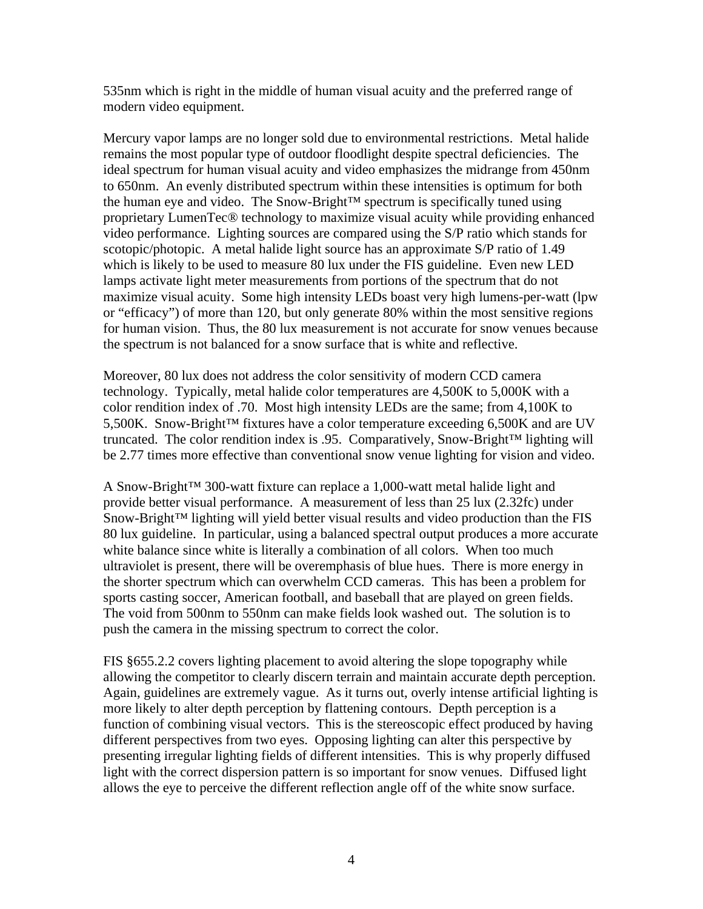535nm which is right in the middle of human visual acuity and the preferred range of modern video equipment.

Mercury vapor lamps are no longer sold due to environmental restrictions. Metal halide remains the most popular type of outdoor floodlight despite spectral deficiencies. The ideal spectrum for human visual acuity and video emphasizes the midrange from 450nm to 650nm. An evenly distributed spectrum within these intensities is optimum for both the human eye and video. The Snow-Bright™ spectrum is specifically tuned using proprietary LumenTec® technology to maximize visual acuity while providing enhanced video performance. Lighting sources are compared using the S/P ratio which stands for scotopic/photopic. A metal halide light source has an approximate S/P ratio of 1.49 which is likely to be used to measure 80 lux under the FIS guideline. Even new LED lamps activate light meter measurements from portions of the spectrum that do not maximize visual acuity. Some high intensity LEDs boast very high lumens-per-watt (lpw or "efficacy") of more than 120, but only generate 80% within the most sensitive regions for human vision. Thus, the 80 lux measurement is not accurate for snow venues because the spectrum is not balanced for a snow surface that is white and reflective.

Moreover, 80 lux does not address the color sensitivity of modern CCD camera technology. Typically, metal halide color temperatures are 4,500K to 5,000K with a color rendition index of .70. Most high intensity LEDs are the same; from 4,100K to 5,500K. Snow-Bright™ fixtures have a color temperature exceeding 6,500K and are UV truncated. The color rendition index is .95. Comparatively, Snow-Bright™ lighting will be 2.77 times more effective than conventional snow venue lighting for vision and video.

A Snow-Bright™ 300-watt fixture can replace a 1,000-watt metal halide light and provide better visual performance. A measurement of less than 25 lux (2.32fc) under Snow-Bright™ lighting will yield better visual results and video production than the FIS 80 lux guideline. In particular, using a balanced spectral output produces a more accurate white balance since white is literally a combination of all colors. When too much ultraviolet is present, there will be overemphasis of blue hues. There is more energy in the shorter spectrum which can overwhelm CCD cameras. This has been a problem for sports casting soccer, American football, and baseball that are played on green fields. The void from 500nm to 550nm can make fields look washed out. The solution is to push the camera in the missing spectrum to correct the color.

FIS §655.2.2 covers lighting placement to avoid altering the slope topography while allowing the competitor to clearly discern terrain and maintain accurate depth perception. Again, guidelines are extremely vague. As it turns out, overly intense artificial lighting is more likely to alter depth perception by flattening contours. Depth perception is a function of combining visual vectors. This is the stereoscopic effect produced by having different perspectives from two eyes. Opposing lighting can alter this perspective by presenting irregular lighting fields of different intensities. This is why properly diffused light with the correct dispersion pattern is so important for snow venues. Diffused light allows the eye to perceive the different reflection angle off of the white snow surface.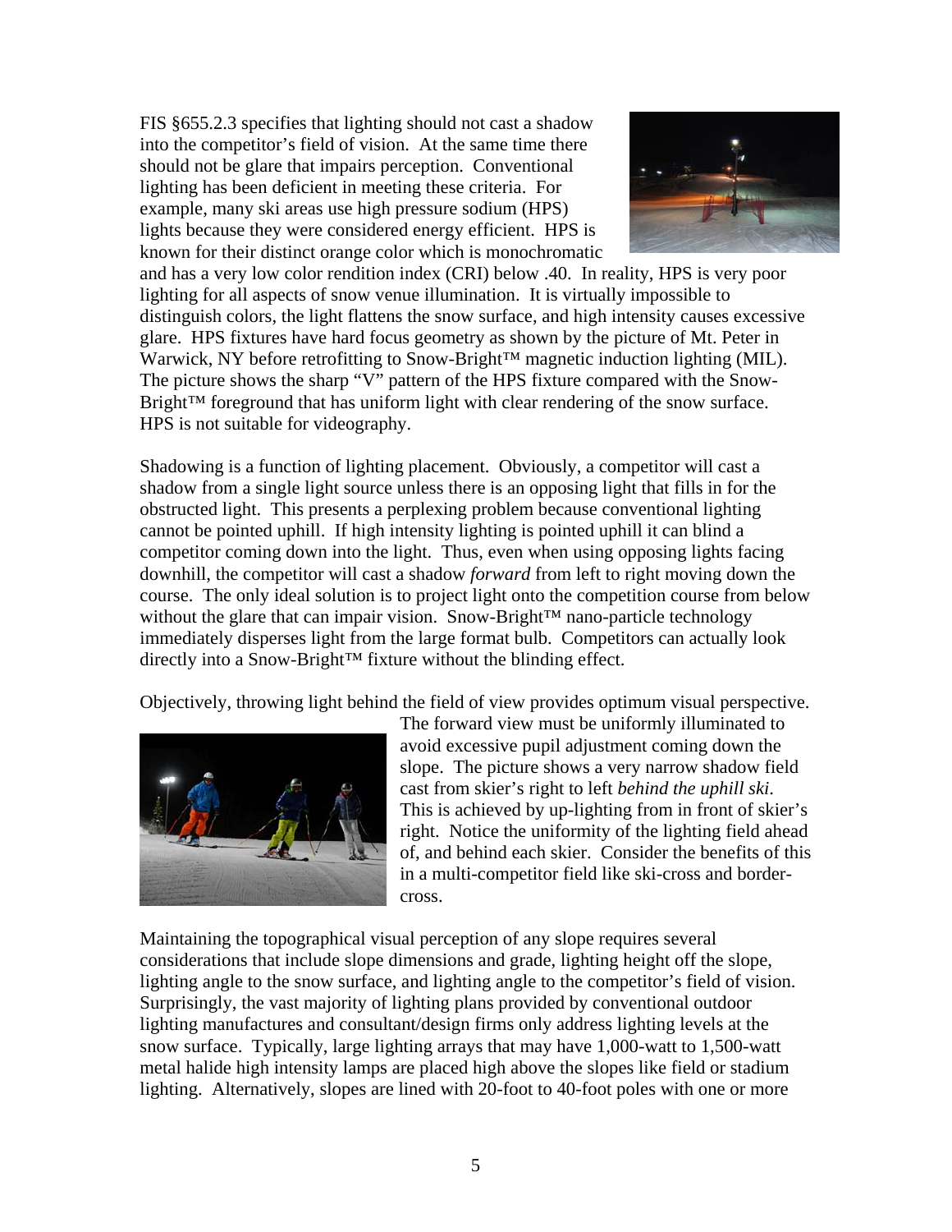FIS §655.2.3 specifies that lighting should not cast a shadow into the competitor's field of vision. At the same time there should not be glare that impairs perception. Conventional lighting has been deficient in meeting these criteria. For example, many ski areas use high pressure sodium (HPS) lights because they were considered energy efficient. HPS is known for their distinct orange color which is monochromatic and has a very low color rendition index (CRI) below .40. In reality, HPS is very poor lighting for all aspects of snow venue illumination. It is virtually impossible to distinguish colors, the light flattens the snow surface, and high intensity causes excessive glare. HPS fixtures have hard focus geometry as shown by the picture of Mt. Peter in Warwick, NY before retrofitting to Snow-Bright™ magnetic induction lighting (MIL). The picture shows the sharp "V" pattern of the HPS fixture compared with the Snow-Bright™ foreground that has uniform light with clear rendering of the snow surface. HPS is not suitable for videography.

Shadowing is a function of lighting placement. Obviously, a competitor will cast a shadow from a single light source unless there is an opposing light that fills in for the obstructed light. This presents a perplexing problem because conventional lighting cannot be pointed uphill. If high intensity lighting is pointed uphill it can blind a competitor coming down into the light. Thus, even when using opposing lights facing downhill, the competitor will cast a shadow *forward* from left to right moving down the course. The only ideal solution is to project light onto the competition course from below without the glare that can impair vision. Snow-Bright™ nano-particle technology immediately disperses light from the large format bulb. Competitors can actually look directly into a Snow-Bright™ fixture without the blinding effect.

Objectively, throwing light behind the field of view provides optimum visual perspective. The forward view must be uniformly illuminated to avoid excessive pupil adjustment coming down the slope. The picture shows a very narrow shadow field cast from skier's right to left *behind the uphill ski*. This is achieved by up-lighting from in front of skier's right. Notice the uniformity of the lighting field ahead of, and behind each skier. Consider the benefits of this in a multi-competitor field like ski-cross and border-cross.

Maintaining the topographical visual perception of any slope requires several considerations that include slope dimensions and grade, lighting height off the slope, lighting angle to the snow surface, and lighting angle to the competitor's field of vision. Surprisingly, the vast majority of lighting plans provided by conventional outdoor lighting manufactures and consultant/design firms only address lighting levels at the snow surface. Typically, large lighting arrays that may have 1,000-watt to 1,500-watt metal halide high intensity lamps are placed high above the slopes like field or stadium lighting. Alternatively, slopes are lined with 20-foot to 40-foot poles with one or more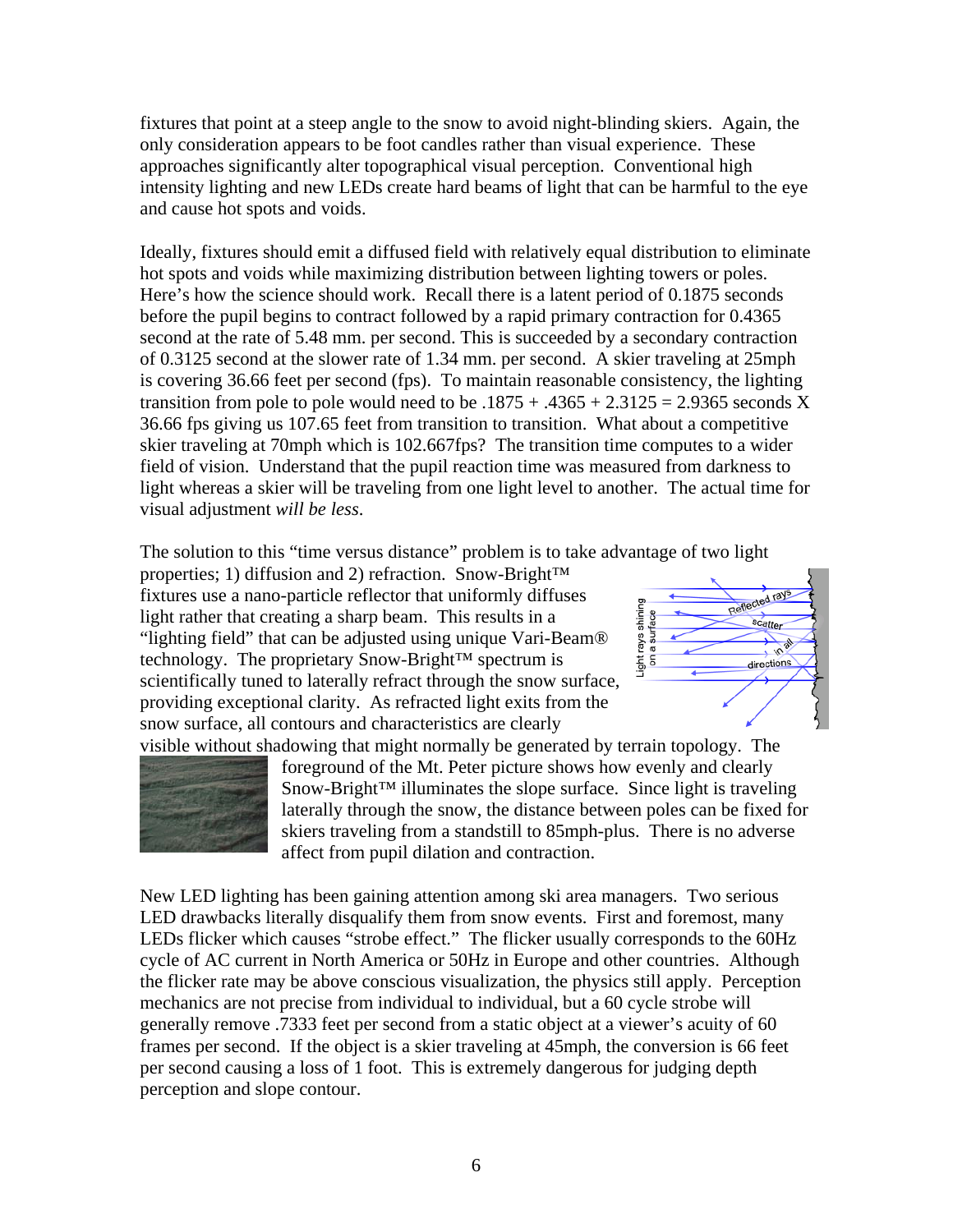fixtures that point at a steep angle to the snow to avoid night-blinding skiers. Again, the only consideration appears to be foot candles rather than visual experience. These approaches significantly alter topographical visual perception. Conventional high intensity lighting and new LEDs create hard beams of light that can be harmful to the eye and cause hot spots and voids.

Ideally, fixtures should emit a diffused field with relatively equal distribution to eliminate hot spots and voids while maximizing distribution between lighting towers or poles. Here's how the science should work. Recall there is a latent period of 0.1875 seconds before the pupil begins to contract followed by a rapid primary contraction for 0.4365 second at the rate of 5.48 mm. per second. This is succeeded by a secondary contraction of 0.3125 second at the slower rate of 1.34 mm. per second. A skier traveling at 25mph is covering 36.66 feet per second (fps). To maintain reasonable consistency, the lighting transition from pole to pole would need to be .1875 + .4365 + 2.3125 = 2.9365 seconds X 36.66 fps giving us 107.65 feet from transition to transition. What about a competitive skier traveling at 70mph which is 102.667fps? The transition time computes to a wider field of vision. Understand that the pupil reaction time was measured from darkness to light whereas a skier will be traveling from one light level to another. The actual time for visual adjustment *will be less*.

The solution to this "time versus distance" problem is to take advantage of two light properties; 1) diffusion and 2) refraction. Snow-Bright™ fixtures use a nano-particle reflector that uniformly diffuses light rather that creating a sharp beam. This results in a "lighting field" that can be adjusted using unique Vari-Beam® technology. The proprietary Snow-Bright™ spectrum is scientifically tuned to laterally refract through the snow surface, providing exceptional clarity. As refracted light exits from the snow surface, all contours and characteristics are clearly visible without shadowing that might normally be generated by terrain topology. The foreground of the Mt. Peter picture shows how evenly and clearly Snow-Bright™ illuminates the slope surface. Since light is traveling laterally through the snow, the distance between poles can be fixed for skiers traveling from a standstill to 85mph-plus. There is no adverse affect from pupil dilation and contraction.

New LED lighting has been gaining attention among ski area managers. Two serious LED drawbacks literally disqualify them from snow events. First and foremost, many LEDs flicker which causes "strobe effect." The flicker usually corresponds to the 60Hz cycle of AC current in North America or 50Hz in Europe and other countries. Although the flicker rate may be above conscious visualization, the physics still apply. Perception mechanics are not precise from individual to individual, but a 60 cycle strobe will generally remove .7333 feet per second from a static object at a viewer's acuity of 60 frames per second. If the object is a skier traveling at 45mph, the conversion is 66 feet per second causing a loss of 1 foot. This is extremely dangerous for judging depth perception and slope contour.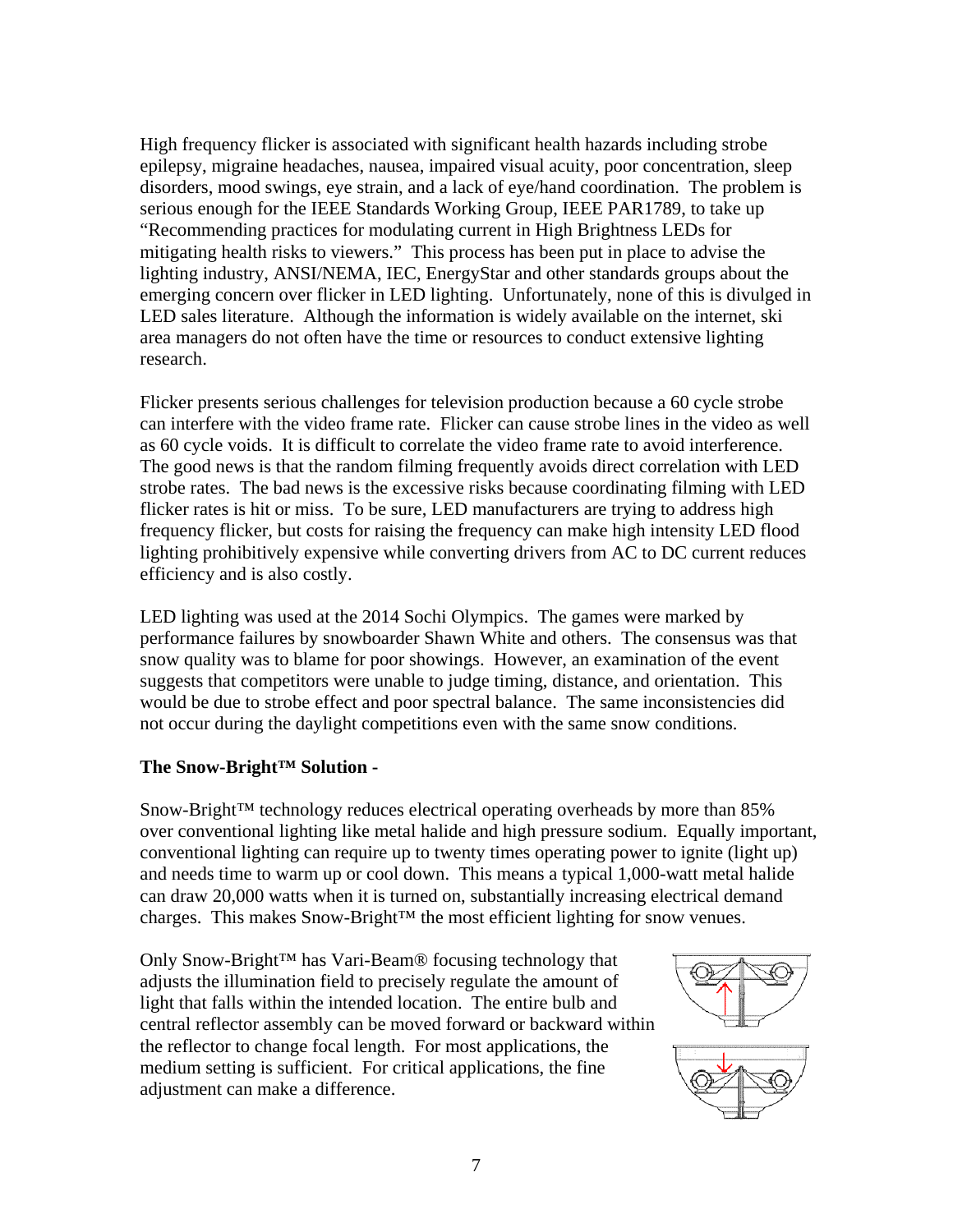High frequency flicker is associated with significant health hazards including strobe epilepsy, migraine headaches, nausea, impaired visual acuity, poor concentration, sleep disorders, mood swings, eye strain, and a lack of eye/hand coordination. The problem is serious enough for the IEEE Standards Working Group, IEEE PAR1789, to take up "Recommending practices for modulating current in High Brightness LEDs for mitigating health risks to viewers." This process has been put in place to advise the lighting industry, ANSI/NEMA, IEC, EnergyStar and other standards groups about the emerging concern over flicker in LED lighting. Unfortunately, none of this is divulged in LED sales literature. Although the information is widely available on the internet, ski area managers do not often have the time or resources to conduct extensive lighting research.

Flicker presents serious challenges for television production because a 60 cycle strobe can interfere with the video frame rate. Flicker can cause strobe lines in the video as well as 60 cycle voids. It is difficult to correlate the video frame rate to avoid interference. The good news is that the random filming frequently avoids direct correlation with LED strobe rates. The bad news is the excessive risks because coordinating filming with LED flicker rates is hit or miss. To be sure, LED manufacturers are trying to address high frequency flicker, but costs for raising the frequency can make high intensity LED flood lighting prohibitively expensive while converting drivers from AC to DC current reduces efficiency and is also costly.

LED lighting was used at the 2014 Sochi Olympics. The games were marked by performance failures by snowboarder Shawn White and others. The consensus was that snow quality was to blame for poor showings. However, an examination of the event suggests that competitors were unable to judge timing, distance, and orientation. This would be due to strobe effect and poor spectral balance. The same inconsistencies did not occur during the daylight competitions even with the same snow conditions.

**The Snow-Bright™ Solution -**

Snow-Bright™ technology reduces electrical operating overheads by more than 85% over conventional lighting like metal halide and high pressure sodium. Equally important, conventional lighting can require up to twenty times operating power to ignite (light up) and needs time to warm up or cool down. This means a typical 1,000-watt metal halide can draw 20,000 watts when it is turned on, substantially increasing electrical demand charges. This makes Snow-Bright™ the most efficient lighting for snow venues.

Only Snow-Bright™ has Vari-Beam® focusing technology that adjusts the illumination field to precisely regulate the amount of light that falls within the intended location. The entire bulb and central reflector assembly can be moved forward or backward within the reflector to change focal length. For most applications, the medium setting is sufficient. For critical applications, the fine adjustment can make a difference.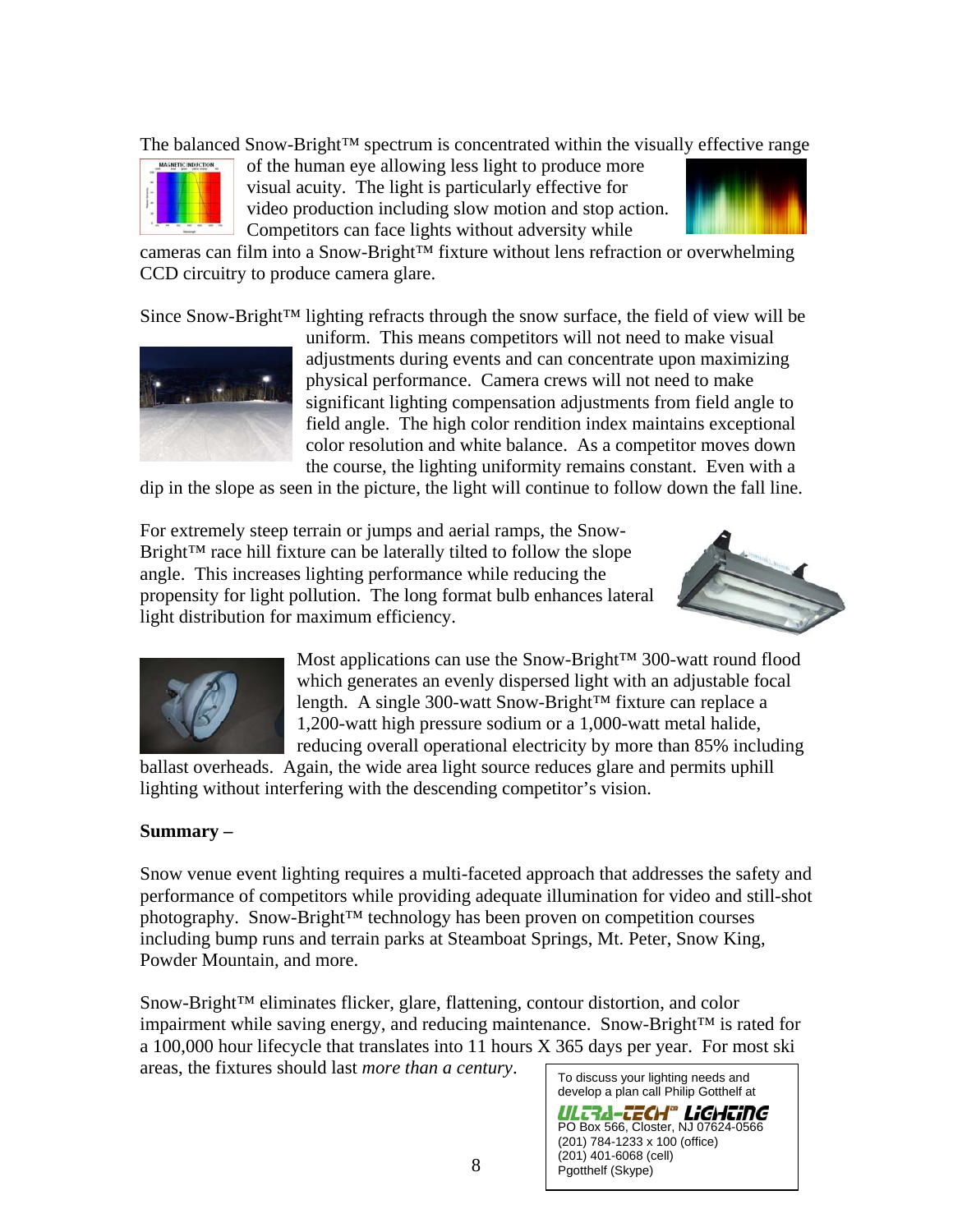The balanced Snow-Bright™ spectrum is concentrated within the visually effective range of the human eye allowing less light to produce more visual acuity. The light is particularly effective for video production including slow motion and stop action. Competitors can face lights without adversity while cameras can film into a Snow-Bright™ fixture without lens refraction or overwhelming CCD circuitry to produce camera glare.

Since Snow-Bright™ lighting refracts through the snow surface, the field of view will be uniform. This means competitors will not need to make visual adjustments during events and can concentrate upon maximizing physical performance. Camera crews will not need to make significant lighting compensation adjustments from field angle to field angle. The high color rendition index maintains exceptional color resolution and white balance. As a competitor moves down the course, the lighting uniformity remains constant. Even with a dip in the slope as seen in the picture, the light will continue to follow down the fall line.

For extremely steep terrain or jumps and aerial ramps, the Snow-Bright™ race hill fixture can be laterally tilted to follow the slope angle. This increases lighting performance while reducing the propensity for light pollution. The long format bulb enhances lateral light distribution for maximum efficiency.

Most applications can use the Snow-Bright™ 300-watt round flood which generates an evenly dispersed light with an adjustable focal length. A single 300-watt Snow-Bright™ fixture can replace a 1,200-watt high pressure sodium or a 1,000-watt metal halide, reducing overall operational electricity by more than 85% including ballast overheads. Again, the wide area light source reduces glare and permits uphill lighting without interfering with the descending competitor's vision.

**Summary –**

Snow venue event lighting requires a multi-faceted approach that addresses the safety and performance of competitors while providing adequate illumination for video and still-shot photography. Snow-Bright™ technology has been proven on competition courses including bump runs and terrain parks at Steamboat Springs, Mt. Peter, Snow King, Powder Mountain, and more.

Snow-Bright™ eliminates flicker, glare, flattening, contour distortion, and color impairment while saving energy, and reducing maintenance. Snow-Bright™ is rated for a 100,000 hour lifecycle that translates into 11 hours X 365 days per year. For most ski areas, the fixtures should last *more than a century*.

To discuss your lighting needs and develop a plan call Philip Gotthelf at
ULTRA-TECH™ LIGHTING
PO Box 566, Closter, NJ 07624-0566
(201) 784-1233 x 100 (office)
(201) 401-6068 (cell)
Pgotthelf (Skype)